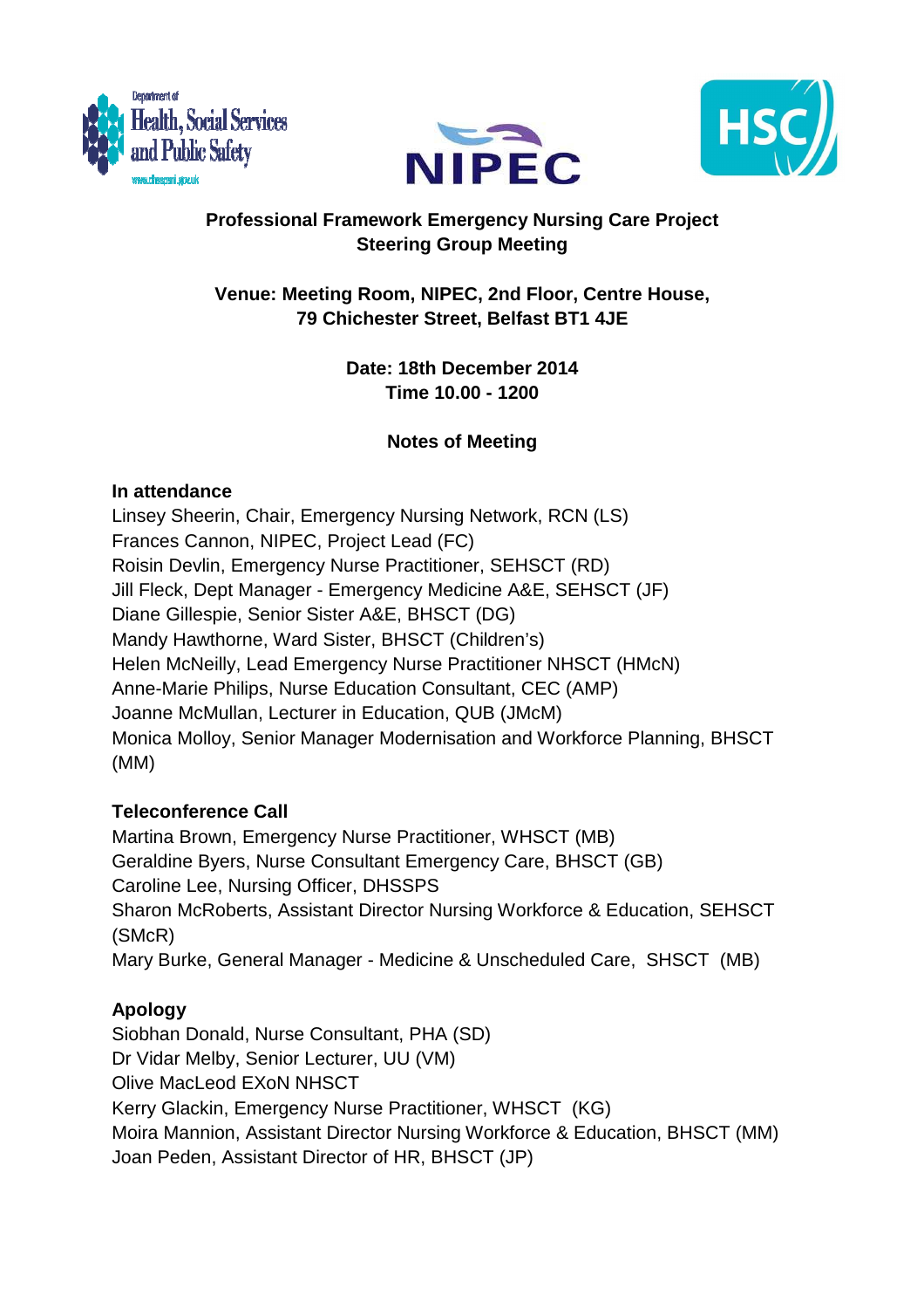**Professional Framework Emergency Nursing Care Project**
**Steering Group Meeting**

**Venue: Meeting Room, NIPEC, 2nd Floor, Centre House, 79 Chichester Street, Belfast BT1 4JE**

**Date: 18th December 2014**
**Time 10.00 - 1200**

**Notes of Meeting**

**In attendance**

Linsey Sheerin, Chair, Emergency Nursing Network, RCN (LS)
Frances Cannon, NIPEC, Project Lead (FC)
Roisin Devlin, Emergency Nurse Practitioner, SEHSCT (RD)
Jill Fleck, Dept Manager - Emergency Medicine A&E, SEHSCT (JF)
Diane Gillespie, Senior Sister A&E, BHSCT (DG)
Mandy Hawthorne, Ward Sister, BHSCT (Children's)
Helen McNeilly, Lead Emergency Nurse Practitioner NHSCT (HMcN)
Anne-Marie Philips, Nurse Education Consultant, CEC (AMP)
Joanne McMullan, Lecturer in Education, QUB (JMcM)
Monica Molloy, Senior Manager Modernisation and Workforce Planning, BHSCT (MM)

**Teleconference Call**

Martina Brown, Emergency Nurse Practitioner, WHSCT (MB)
Geraldine Byers, Nurse Consultant Emergency Care, BHSCT (GB)
Caroline Lee, Nursing Officer, DHSSPS
Sharon McRoberts, Assistant Director Nursing Workforce & Education, SEHSCT (SMcR)
Mary Burke, General Manager - Medicine & Unscheduled Care, SHSCT (MB)

**Apology**

Siobhan Donald, Nurse Consultant, PHA (SD)
Dr Vidar Melby, Senior Lecturer, UU (VM)
Olive MacLeod EXoN NHSCT
Kerry Glackin, Emergency Nurse Practitioner, WHSCT (KG)
Moira Mannion, Assistant Director Nursing Workforce & Education, BHSCT (MM)
Joan Peden, Assistant Director of HR, BHSCT (JP)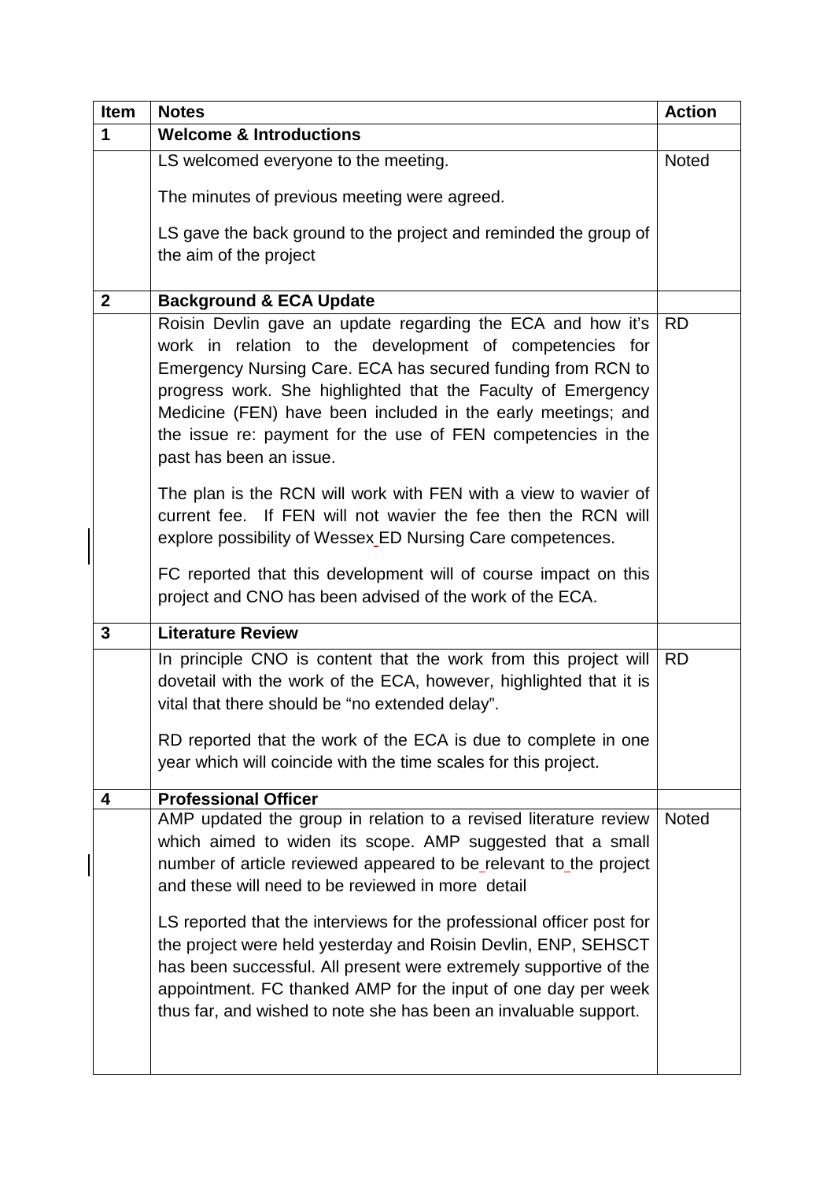| Item | Notes | Action |
|---|---|---|
| **1** | **Welcome & Introductions** | |
| | LS welcomed everyone to the meeting.<br><br>The minutes of previous meeting were agreed.<br><br>LS gave the back ground to the project and reminded the group of the aim of the project | Noted |
| **2** | **Background & ECA Update** | |
| | Roisin Devlin gave an update regarding the ECA and how it's work in relation to the development of competencies for Emergency Nursing Care. ECA has secured funding from RCN to progress work. She highlighted that the Faculty of Emergency Medicine (FEN) have been included in the early meetings; and the issue re: payment for the use of FEN competencies in the past has been an issue.<br><br>The plan is the RCN will work with FEN with a view to wavier of current fee. If FEN will not wavier the fee then the RCN will explore possibility of Wessex ED Nursing Care competences.<br><br>FC reported that this development will of course impact on this project and CNO has been advised of the work of the ECA. | RD |
| **3** | **Literature Review** | |
| | In principle CNO is content that the work from this project will dovetail with the work of the ECA, however, highlighted that it is vital that there should be "no extended delay".<br><br>RD reported that the work of the ECA is due to complete in one year which will coincide with the time scales for this project. | RD |
| **4** | **Professional Officer** | |
| | AMP updated the group in relation to a revised literature review which aimed to widen its scope. AMP suggested that a small number of article reviewed appeared to be relevant to the project and these will need to be reviewed in more detail<br><br>LS reported that the interviews for the professional officer post for the project were held yesterday and Roisin Devlin, ENP, SEHSCT has been successful. All present were extremely supportive of the appointment. FC thanked AMP for the input of one day per week thus far, and wished to note she has been an invaluable support. | Noted |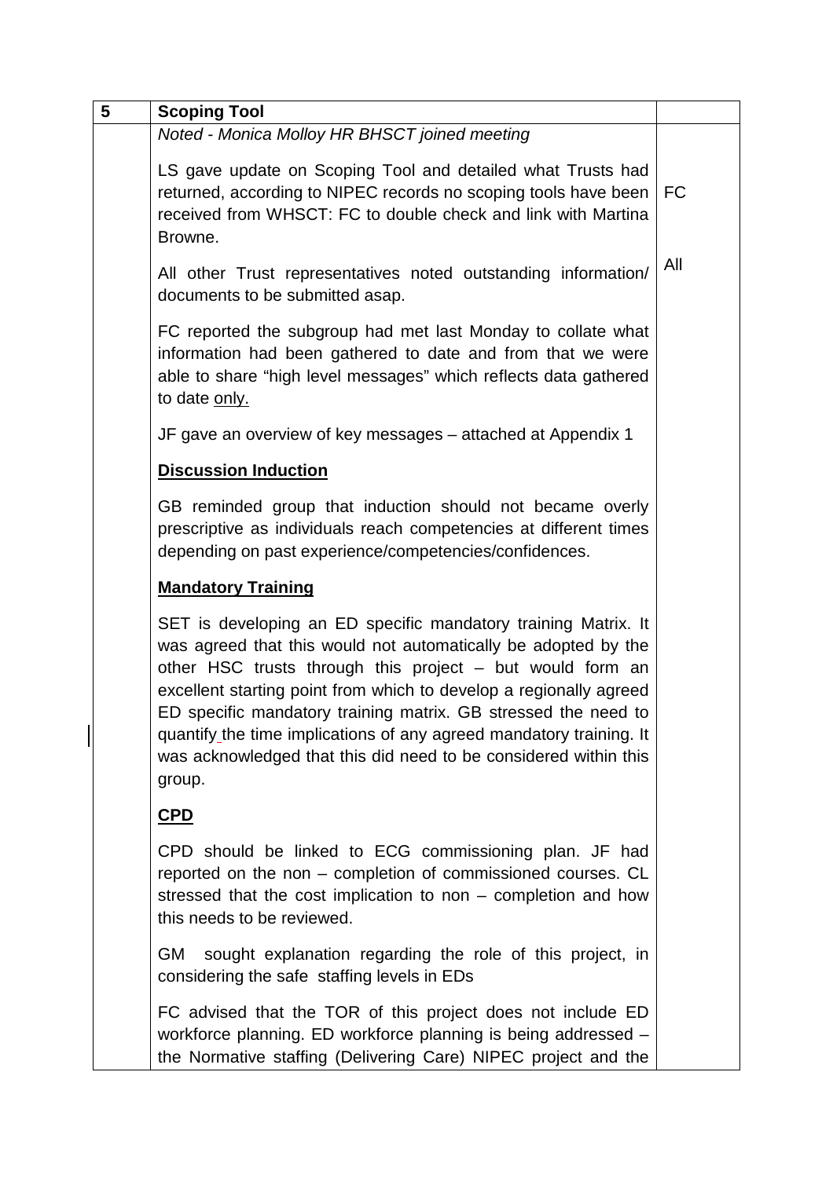| 5 | **Scoping Tool** | |
|---|---|---|
| | *Noted - Monica Molloy HR BHSCT joined meeting*<br><br>LS gave update on Scoping Tool and detailed what Trusts had returned, according to NIPEC records no scoping tools have been received from WHSCT: FC to double check and link with Martina Browne.<br><br>All other Trust representatives noted outstanding information/ documents to be submitted asap.<br><br>FC reported the subgroup had met last Monday to collate what information had been gathered to date and from that we were able to share "high level messages" which reflects data gathered to date <u>only.</u><br><br>JF gave an overview of key messages – attached at Appendix 1<br><br>**<u>Discussion Induction</u>**<br><br>GB reminded group that induction should not became overly prescriptive as individuals reach competencies at different times depending on past experience/competencies/confidences.<br><br>**<u>Mandatory Training</u>**<br><br>SET is developing an ED specific mandatory training Matrix. It was agreed that this would not automatically be adopted by the other HSC trusts through this project – but would form an excellent starting point from which to develop a regionally agreed ED specific mandatory training matrix. GB stressed the need to quantify the time implications of any agreed mandatory training. It was acknowledged that this did need to be considered within this group.<br><br>**<u>CPD</u>**<br><br>CPD should be linked to ECG commissioning plan. JF had reported on the non – completion of commissioned courses. CL stressed that the cost implication to non – completion and how this needs to be reviewed.<br><br>GM sought explanation regarding the role of this project, in considering the safe staffing levels in EDs<br><br>FC advised that the TOR of this project does not include ED workforce planning. ED workforce planning is being addressed – the Normative staffing (Delivering Care) NIPEC project and the | FC<br><br>All |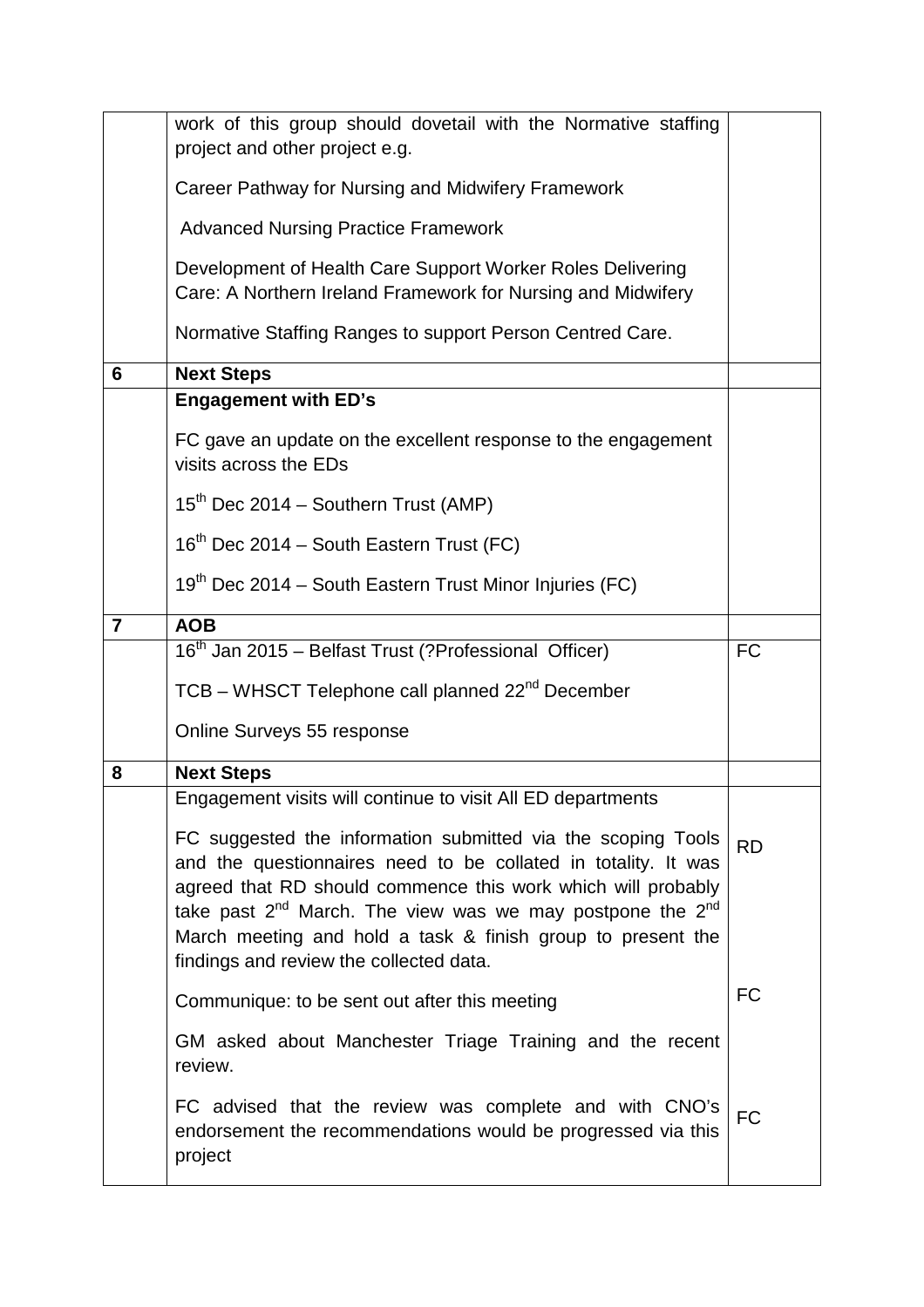| | | |
|---|---|---|
| | work of this group should dovetail with the Normative staffing project and other project e.g.<br><br>Career Pathway for Nursing and Midwifery Framework<br><br>Advanced Nursing Practice Framework<br><br>Development of Health Care Support Worker Roles Delivering Care: A Northern Ireland Framework for Nursing and Midwifery<br><br>Normative Staffing Ranges to support Person Centred Care. | |
| **6** | **Next Steps** | |
| | **Engagement with ED's**<br><br>FC gave an update on the excellent response to the engagement visits across the EDs<br><br>15th Dec 2014 – Southern Trust (AMP)<br><br>16th Dec 2014 – South Eastern Trust (FC)<br><br>19th Dec 2014 – South Eastern Trust Minor Injuries (FC) | |
| **7** | **AOB** | |
| | 16th Jan 2015 – Belfast Trust (?Professional Officer)<br><br>TCB – WHSCT Telephone call planned 22nd December<br><br>Online Surveys 55 response | FC |
| **8** | **Next Steps** | |
| | Engagement visits will continue to visit All ED departments<br><br>FC suggested the information submitted via the scoping Tools and the questionnaires need to be collated in totality. It was agreed that RD should commence this work which will probably take past 2nd March. The view was we may postpone the 2nd March meeting and hold a task & finish group to present the findings and review the collected data. | RD |
| | Communique: to be sent out after this meeting | FC |
| | GM asked about Manchester Triage Training and the recent review.<br><br>FC advised that the review was complete and with CNO's endorsement the recommendations would be progressed via this project | FC |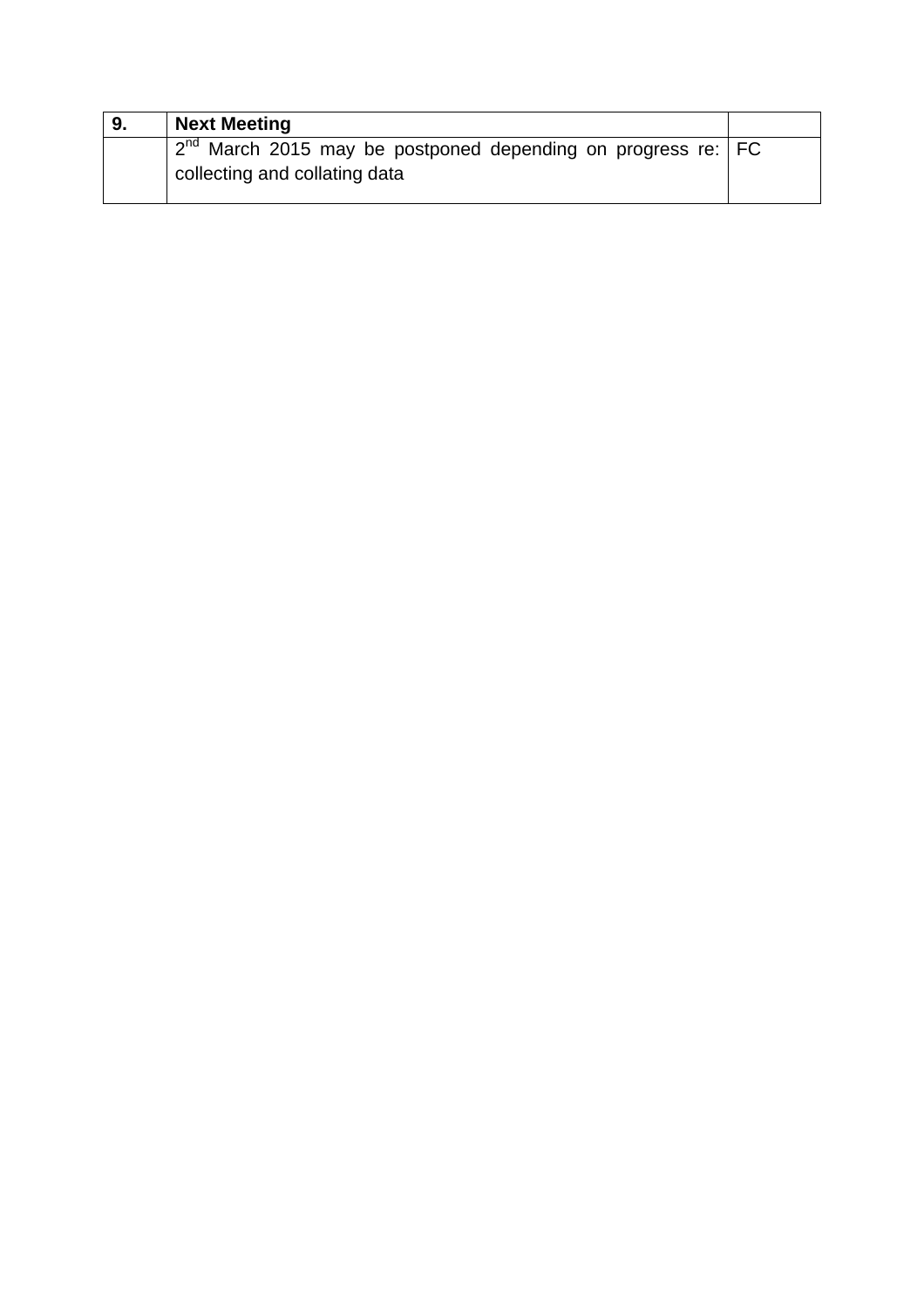| 9. | **Next Meeting** | |
| --- | --- | --- |
| | 2nd March 2015 may be postponed depending on progress re: collecting and collating data | FC |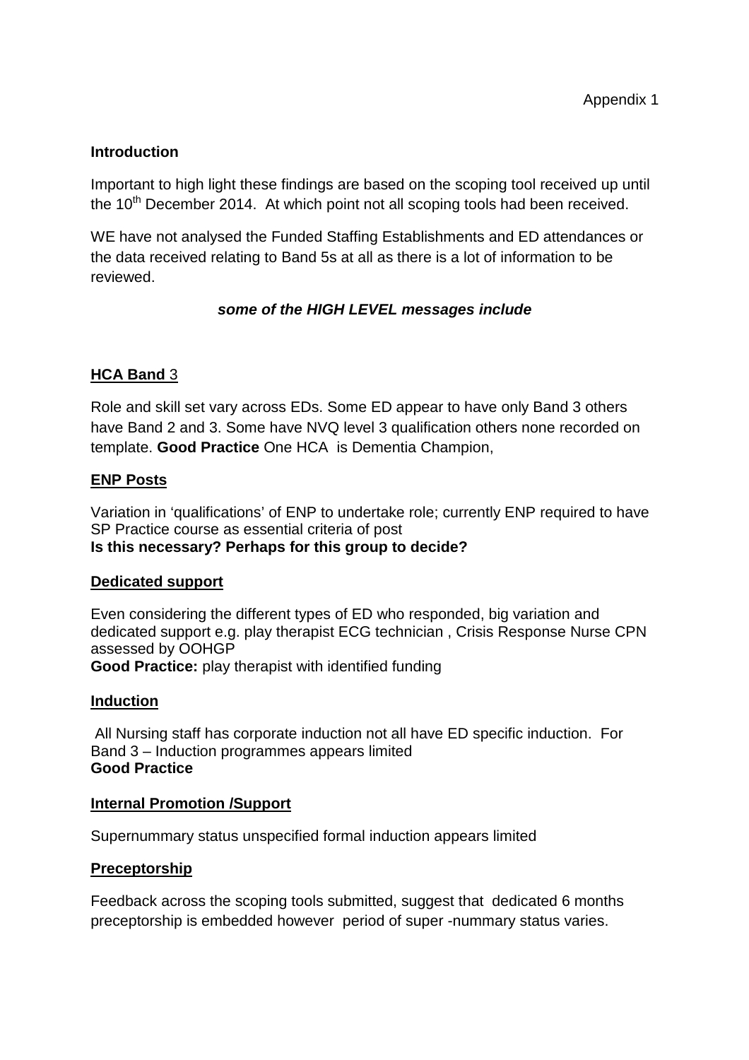Appendix 1

**Introduction**

Important to high light these findings are based on the scoping tool received up until the 10th December 2014. At which point not all scoping tools had been received.

WE have not analysed the Funded Staffing Establishments and ED attendances or the data received relating to Band 5s at all as there is a lot of information to be reviewed.

***some of the HIGH LEVEL messages include***

**HCA Band** 3

Role and skill set vary across EDs. Some ED appear to have only Band 3 others have Band 2 and 3. Some have NVQ level 3 qualification others none recorded on template. **Good Practice** One HCA is Dementia Champion,

**ENP Posts**

Variation in 'qualifications' of ENP to undertake role; currently ENP required to have SP Practice course as essential criteria of post
**Is this necessary? Perhaps for this group to decide?**

**Dedicated support**

Even considering the different types of ED who responded, big variation and dedicated support e.g. play therapist ECG technician , Crisis Response Nurse CPN assessed by OOHGP
**Good Practice:** play therapist with identified funding

**Induction**

All Nursing staff has corporate induction not all have ED specific induction. For Band 3 – Induction programmes appears limited
**Good Practice**

**Internal Promotion /Support**

Supernummary status unspecified formal induction appears limited

**Preceptorship**

Feedback across the scoping tools submitted, suggest that dedicated 6 months preceptorship is embedded however period of super -nummary status varies.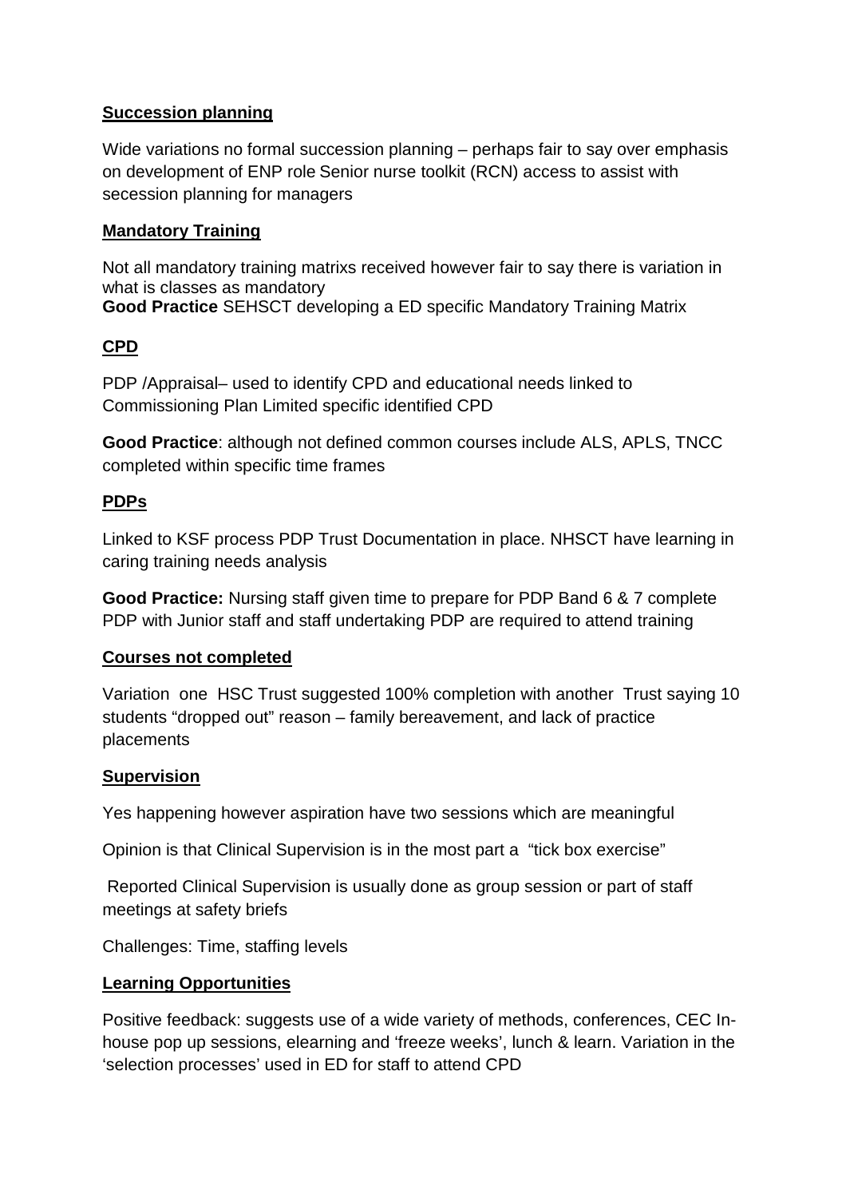**Succession planning**

Wide variations no formal succession planning – perhaps fair to say over emphasis on development of ENP role Senior nurse toolkit (RCN) access to assist with secession planning for managers

**Mandatory Training**

Not all mandatory training matrixs received however fair to say there is variation in what is classes as mandatory
**Good Practice** SEHSCT developing a ED specific Mandatory Training Matrix

**CPD**

PDP /Appraisal– used to identify CPD and educational needs linked to Commissioning Plan Limited specific identified CPD

**Good Practice**: although not defined common courses include ALS, APLS, TNCC completed within specific time frames

**PDPs**

Linked to KSF process PDP Trust Documentation in place. NHSCT have learning in caring training needs analysis

**Good Practice:** Nursing staff given time to prepare for PDP Band 6 & 7 complete PDP with Junior staff and staff undertaking PDP are required to attend training

**Courses not completed**

Variation one HSC Trust suggested 100% completion with another Trust saying 10 students "dropped out" reason – family bereavement, and lack of practice placements

**Supervision**

Yes happening however aspiration have two sessions which are meaningful

Opinion is that Clinical Supervision is in the most part a "tick box exercise"

Reported Clinical Supervision is usually done as group session or part of staff meetings at safety briefs

Challenges: Time, staffing levels

**Learning Opportunities**

Positive feedback: suggests use of a wide variety of methods, conferences, CEC In-house pop up sessions, elearning and 'freeze weeks', lunch & learn. Variation in the 'selection processes' used in ED for staff to attend CPD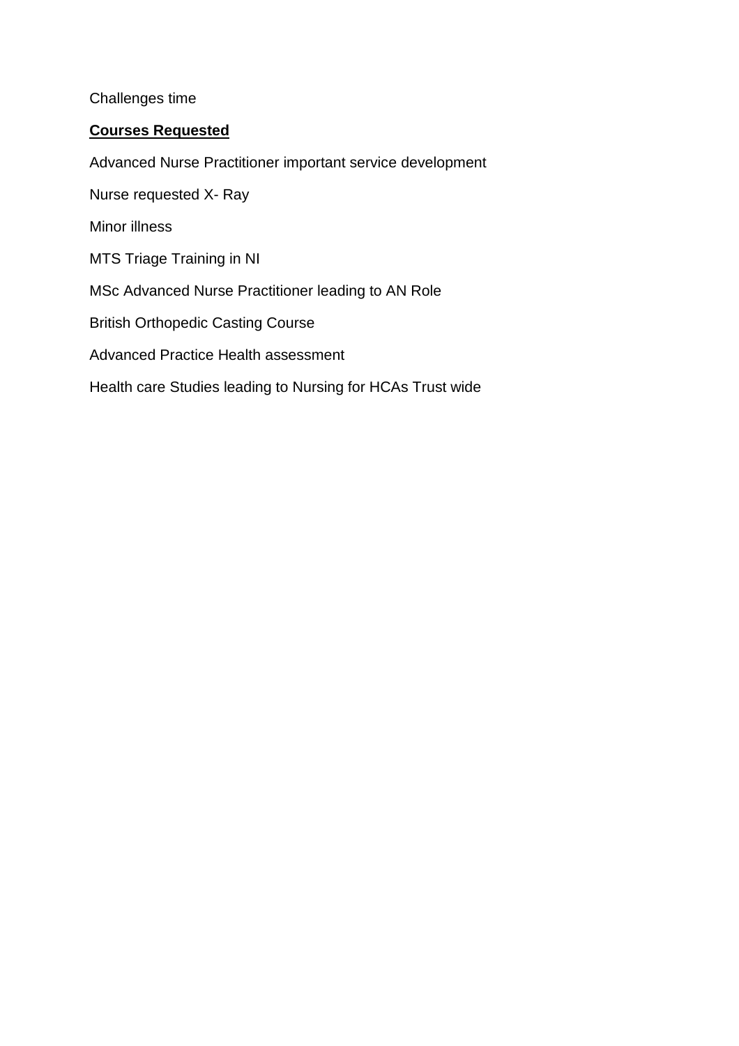Challenges time

**Courses Requested**

Advanced Nurse Practitioner important service development

Nurse requested X- Ray

Minor illness

MTS Triage Training in NI

MSc Advanced Nurse Practitioner leading to AN Role

British Orthopedic Casting Course

Advanced Practice Health assessment

Health care Studies leading to Nursing for HCAs Trust wide